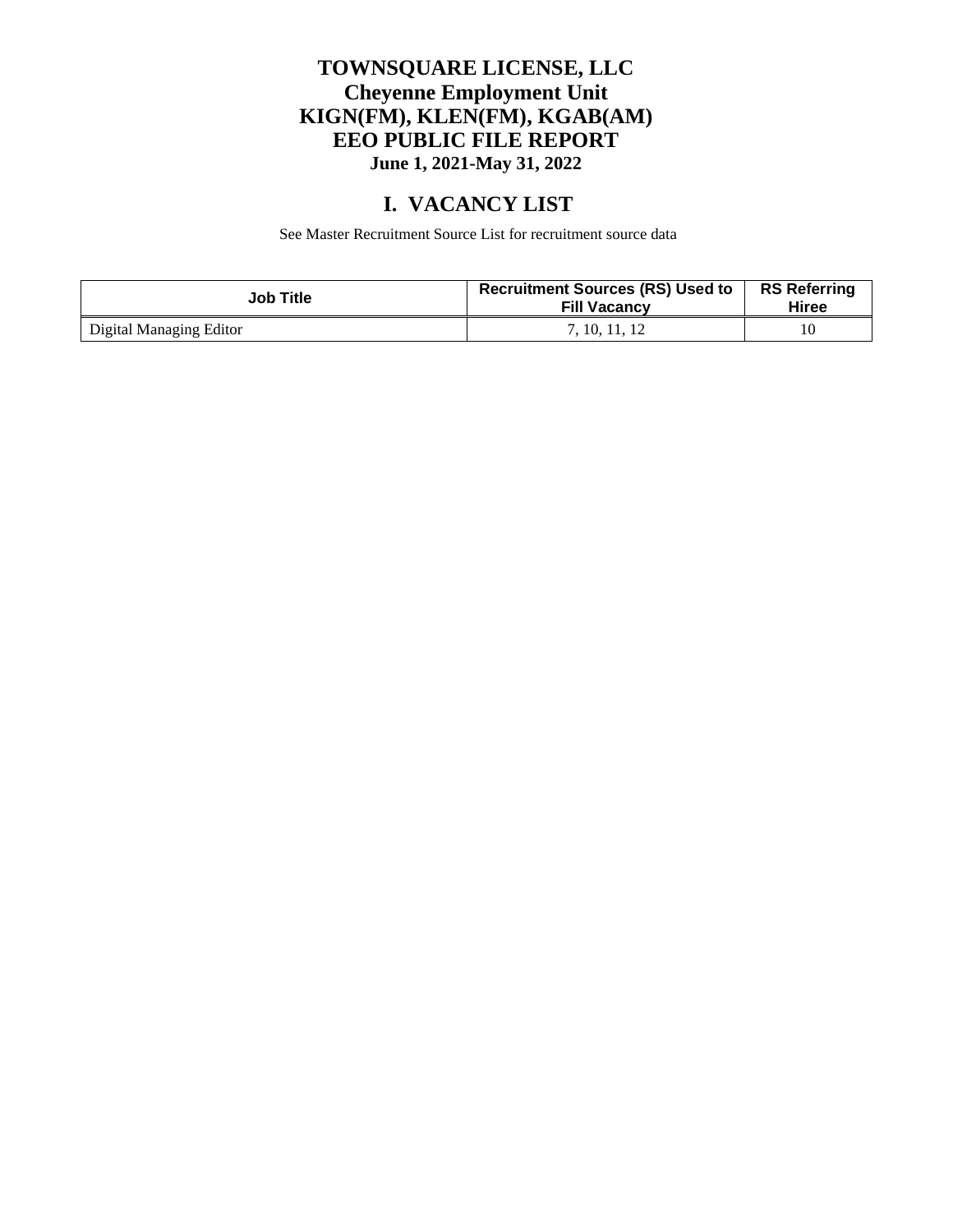# TOWNSQUARE LICENSE, LLC
# Cheyenne Employment Unit
# KIGN(FM), KLEN(FM), KGAB(AM)
# EEO PUBLIC FILE REPORT
### June 1, 2021-May 31, 2022

## I. VACANCY LIST

See Master Recruitment Source List for recruitment source data

| Job Title | Recruitment Sources (RS) Used to Fill Vacancy | RS Referring Hiree |
|---|---|---|
| Digital Managing Editor | 7, 10, 11, 12 | 10 |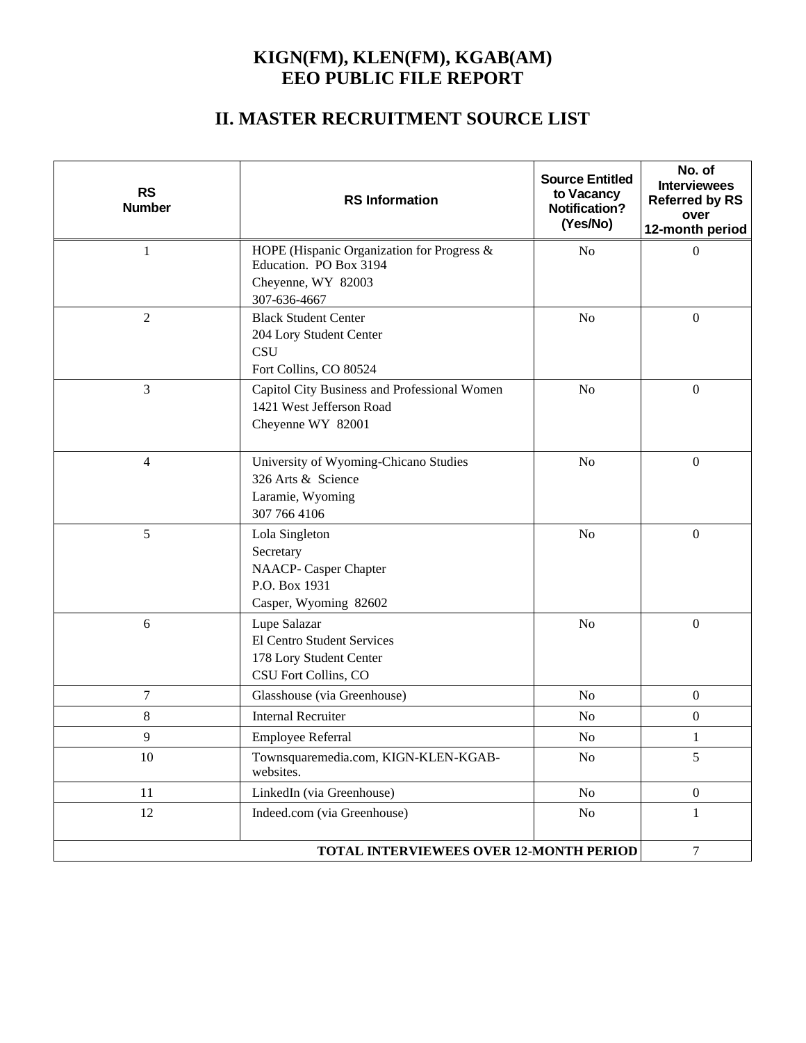# KIGN(FM), KLEN(FM), KGAB(AM)
# EEO PUBLIC FILE REPORT

## II. MASTER RECRUITMENT SOURCE LIST

| RS Number | RS Information | Source Entitled to Vacancy Notification? (Yes/No) | No. of Interviewees Referred by RS over 12-month period |
|---|---|---|---|
| 1 | HOPE (Hispanic Organization for Progress & Education. PO Box 3194<br>Cheyenne, WY 82003<br>307-636-4667 | No | 0 |
| 2 | Black Student Center<br>204 Lory Student Center<br>CSU<br>Fort Collins, CO 80524 | No | 0 |
| 3 | Capitol City Business and Professional Women<br>1421 West Jefferson Road<br>Cheyenne WY 82001 | No | 0 |
| 4 | University of Wyoming-Chicano Studies<br>326 Arts & Science<br>Laramie, Wyoming<br>307 766 4106 | No | 0 |
| 5 | Lola Singleton<br>Secretary<br>NAACP- Casper Chapter<br>P.O. Box 1931<br>Casper, Wyoming 82602 | No | 0 |
| 6 | Lupe Salazar<br>El Centro Student Services<br>178 Lory Student Center<br>CSU Fort Collins, CO | No | 0 |
| 7 | Glasshouse (via Greenhouse) | No | 0 |
| 8 | Internal Recruiter | No | 0 |
| 9 | Employee Referral | No | 1 |
| 10 | Townsquaremedia.com, KIGN-KLEN-KGAB-websites. | No | 5 |
| 11 | LinkedIn (via Greenhouse) | No | 0 |
| 12 | Indeed.com (via Greenhouse) | No | 1 |
| **TOTAL INTERVIEWEES OVER 12-MONTH PERIOD** | | | 7 |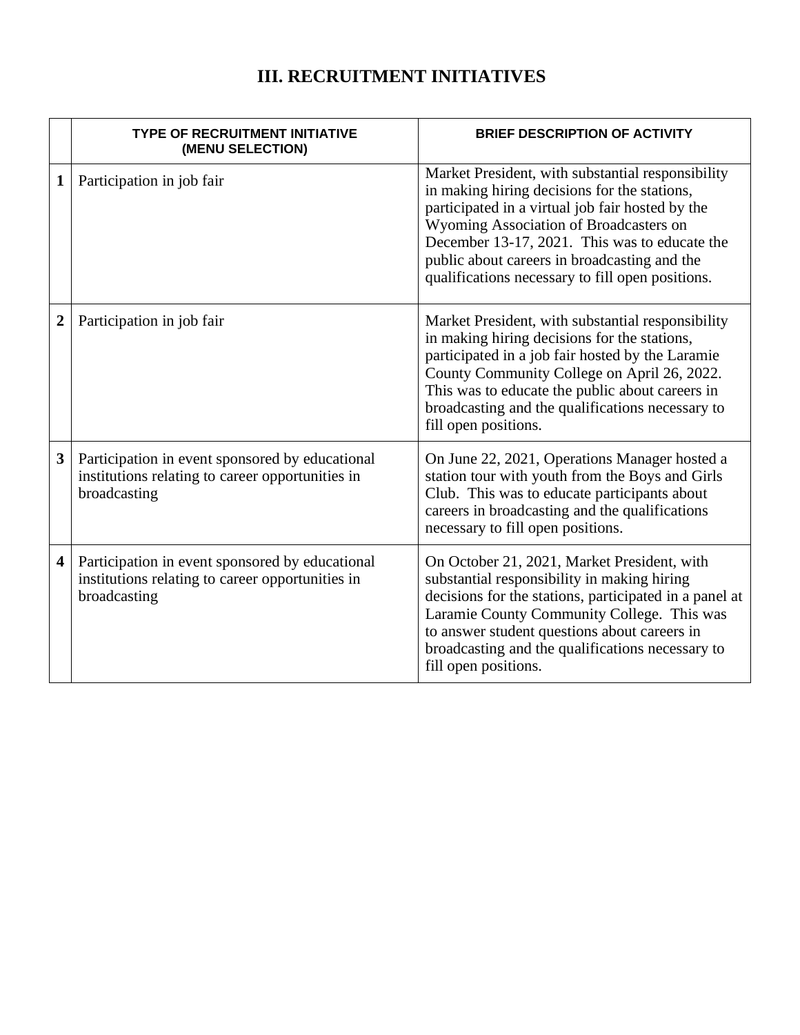# III. RECRUITMENT INITIATIVES

| | TYPE OF RECRUITMENT INITIATIVE (MENU SELECTION) | BRIEF DESCRIPTION OF ACTIVITY |
|---|---|---|
| **1** | Participation in job fair | Market President, with substantial responsibility in making hiring decisions for the stations, participated in a virtual job fair hosted by the Wyoming Association of Broadcasters on December 13-17, 2021. This was to educate the public about careers in broadcasting and the qualifications necessary to fill open positions. |
| **2** | Participation in job fair | Market President, with substantial responsibility in making hiring decisions for the stations, participated in a job fair hosted by the Laramie County Community College on April 26, 2022. This was to educate the public about careers in broadcasting and the qualifications necessary to fill open positions. |
| **3** | Participation in event sponsored by educational institutions relating to career opportunities in broadcasting | On June 22, 2021, Operations Manager hosted a station tour with youth from the Boys and Girls Club. This was to educate participants about careers in broadcasting and the qualifications necessary to fill open positions. |
| **4** | Participation in event sponsored by educational institutions relating to career opportunities in broadcasting | On October 21, 2021, Market President, with substantial responsibility in making hiring decisions for the stations, participated in a panel at Laramie County Community College. This was to answer student questions about careers in broadcasting and the qualifications necessary to fill open positions. |